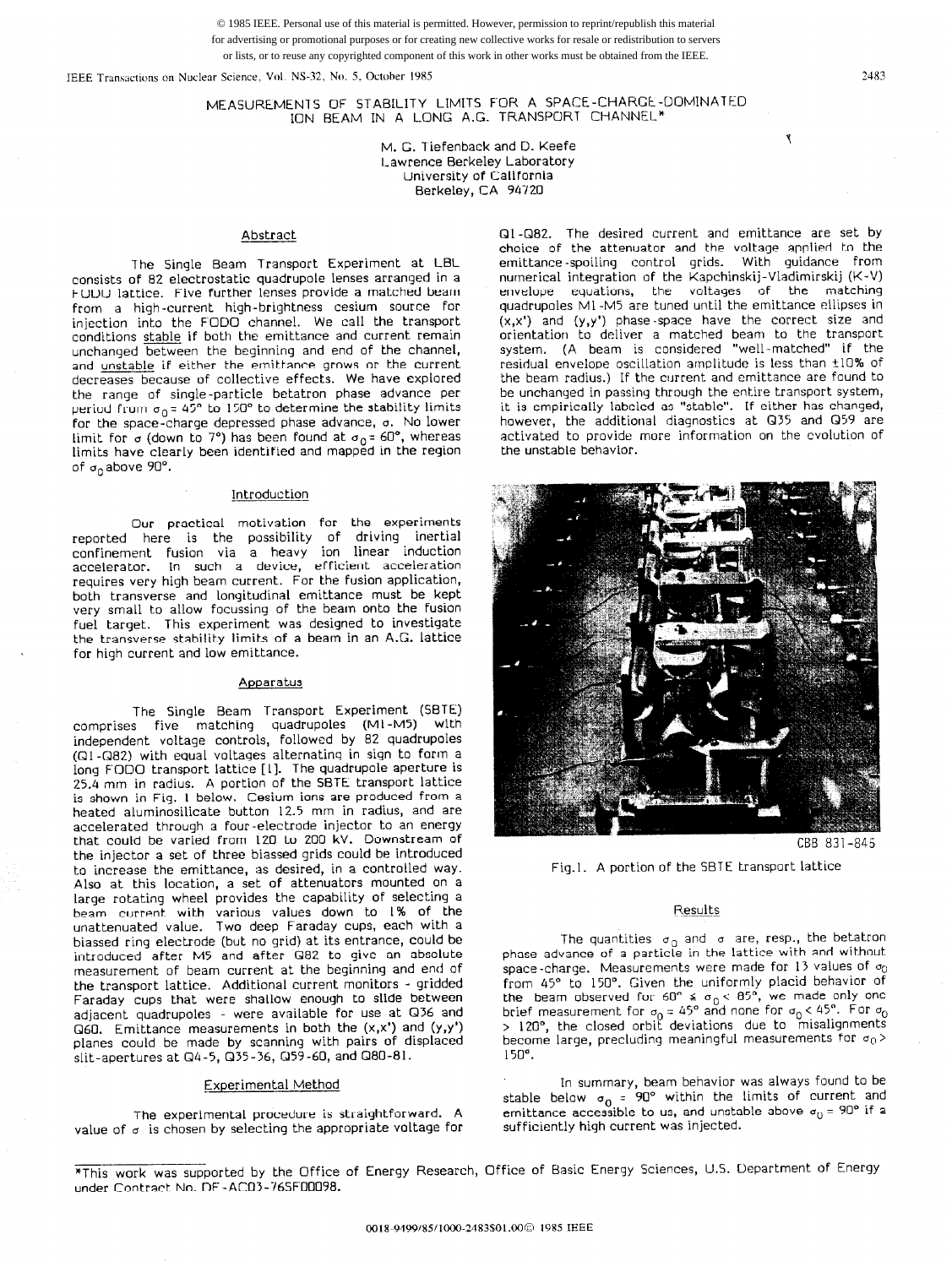© 1985 IEEE. Personal use of this material is permitted. However, permission to reprint/republish this material for advertising or promotional purposes or for creating new collective works for resale or redistribution to servers or lists, or to reuse any copyrighted component of this work in other works must be obtained from the IEEE.

# MEASUREMENTS OF STABILITY LIMITS FOR A SPACE-CHARGE-DOMINATED ION BEAM IN A LONG A.G. TRANSPORT CHANNEL*

M. G. Tiefenback and D. Keefe
Lawrence Berkeley Laboratory
University of California
Berkeley, CA 94720

## Abstract

The Single Beam Transport Experiment at LBL consists of 82 electrostatic quadrupole lenses arranged in a FODO lattice. Five further lenses provide a matched beam from a high-current high-brightness cesium source for injection into the FODO channel. We call the transport conditions stable if both the emittance and current remain unchanged between the beginning and end of the channel, and unstable if either the emittance grows or the current decreases because of collective effects. We have explored the range of single-particle betatron phase advance per period from $\sigma_0 = 45°$ to $150°$ to determine the stability limits for the space-charge depressed phase advance, $\sigma$. No lower limit for $\sigma$ (down to 7°) has been found at $\sigma_0 = 60°$, whereas limits have clearly been identified and mapped in the region of $\sigma_0$ above 90°.

## Introduction

Our practical motivation for the experiments reported here is the possibility of driving inertial confinement fusion via a heavy ion linear induction accelerator. In such a device, efficient acceleration requires very high beam current. For the fusion application, both transverse and longitudinal emittance must be kept very small to allow focussing of the beam onto the fusion fuel target. This experiment was designed to investigate the transverse stability limits of a beam in an A.G. lattice for high current and low emittance.

## Apparatus

The Single Beam Transport Experiment (SBTE) comprises five matching quadrupoles (M1-M5) with independent voltage controls, followed by 82 quadrupoles (Q1-Q82) with equal voltages alternating in sign to form a long FODO transport lattice [1]. The quadrupole aperture is 25.4 mm in radius. A portion of the SBTE transport lattice is shown in Fig. 1 below. Cesium ions are produced from a heated aluminosilicate button 12.5 mm in radius, and are accelerated through a four-electrode injector to an energy that could be varied from 120 to 200 kV. Downstream of the injector a set of three biassed grids could be introduced to increase the emittance, as desired, in a controlled way. Also at this location, a set of attenuators mounted on a large rotating wheel provides the capability of selecting a beam current with various values down to 1% of the unattenuated value. Two deep Faraday cups, each with a biassed ring electrode (but no grid) at its entrance, could be introduced after M5 and after Q82 to give an absolute measurement of beam current at the beginning and end of the transport lattice. Additional current monitors - gridded Faraday cups that were shallow enough to slide between adjacent quadrupoles - were available for use at Q36 and Q60. Emittance measurements in both the (x,x') and (y,y') planes could be made by scanning with pairs of displaced slit-apertures at Q4-5, Q35-36, Q59-60, and Q80-81.

## Experimental Method

The experimental procedure is straightforward. A value of $\sigma$ is chosen by selecting the appropriate voltage for Q1-Q82. The desired current and emittance are set by choice of the attenuator and the voltage applied to the emittance-spoiling control grids. With guidance from numerical integration of the Kapchinskij-Vladimirskij (K-V) envelope equations, the voltages of the matching quadrupoles M1-M5 are tuned until the emittance ellipses in (x,x') and (y,y') phase-space have the correct size and orientation to deliver a matched beam to the transport system. (A beam is considered "well-matched" if the residual envelope oscillation amplitude is less than ±10% of the beam radius.) If the current and emittance are found to be unchanged in passing through the entire transport system, it is empirically labeled as "stable". If either has changed, however, the additional diagnostics at Q35 and Q59 are activated to provide more information on the evolution of the unstable behavior.

CBB 831-845

Fig.1. A portion of the SBTE transport lattice

## Results

The quantities $\sigma_0$ and $\sigma$ are, resp., the betatron phase advance of a particle in the lattice with and without space-charge. Measurements were made for 13 values of $\sigma_0$ from 45° to 150°. Given the uniformly placid behavior of the beam observed for $60° \lesssim \sigma_0 < 85°$, we made only one brief measurement for $\sigma_0 = 45°$ and none for $\sigma_0 < 45°$. For $\sigma_0 > 120°$, the closed orbit deviations due to misalignments become large, precluding meaningful measurements for $\sigma_0 > 150°$.

In summary, beam behavior was always found to be stable below $\sigma_0 = 90°$ within the limits of current and emittance accessible to us, and unstable above $\sigma_0 = 90°$ if a sufficiently high current was injected.

*This work was supported by the Office of Energy Research, Office of Basic Energy Sciences, U.S. Department of Energy under Contract No. DE-AC03-76SF00098.

0018-9499/85/1000-2483$01.00© 1985 IEEE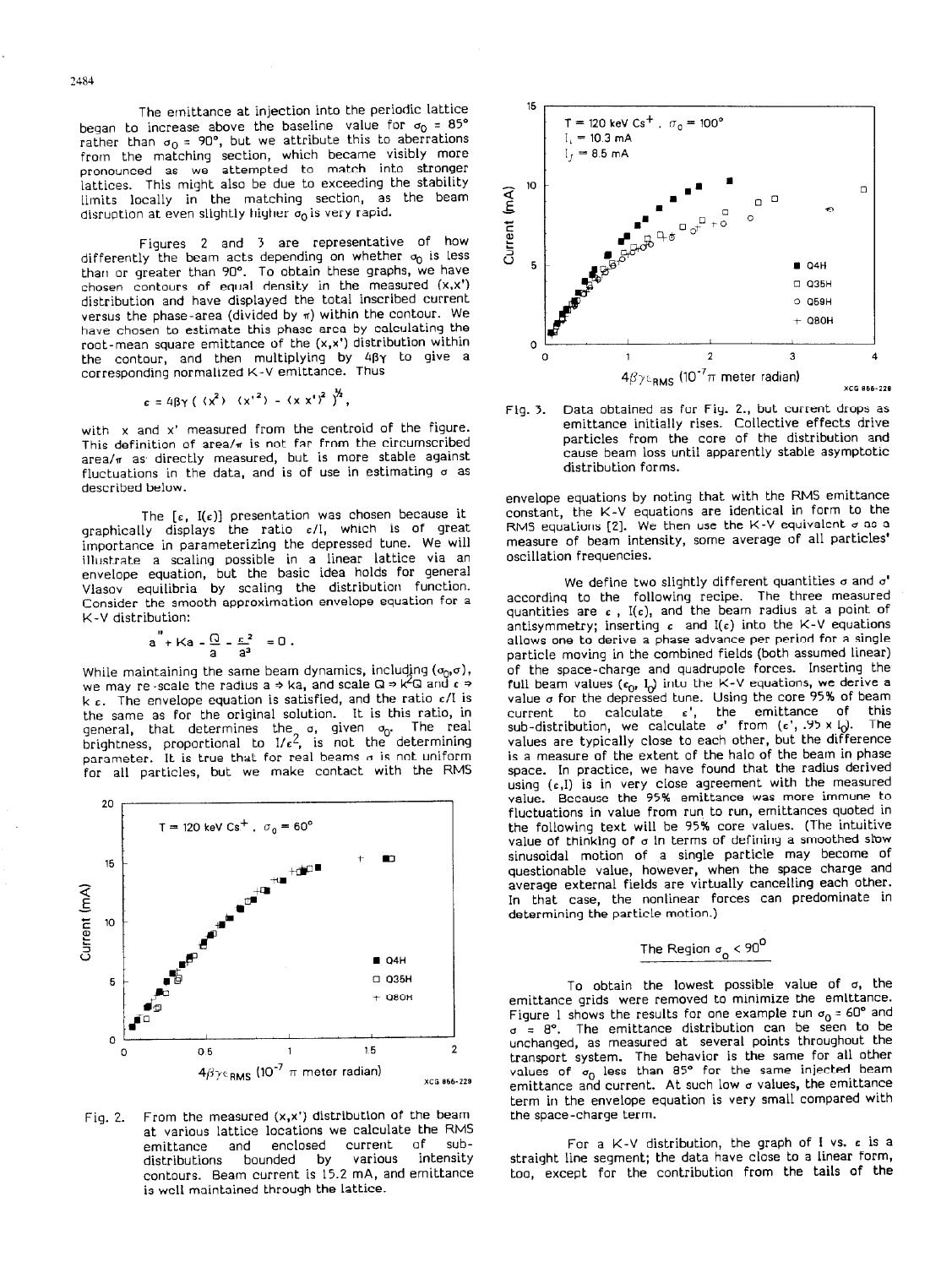The emittance at injection into the periodic lattice began to increase above the baseline value for $\sigma_0 = 85°$ rather than $\sigma_0 = 90°$, but we attribute this to aberrations from the matching section, which became visibly more pronounced as we attempted to match into stronger lattices. This might also be due to exceeding the stability limits locally in the matching section, as the beam disruption at even slightly higher $\sigma_0$ is very rapid.

Figures 2 and 3 are representative of how differently the beam acts depending on whether $\sigma_0$ is less than or greater than 90°. To obtain these graphs, we have chosen contours of equal density in the measured (x,x') distribution and have displayed the total inscribed current versus the phase-area (divided by $\pi$) within the contour. We have chosen to estimate this phase area by calculating the root-mean square emittance of the (x,x') distribution within the contour, and then multiplying by $4\beta\gamma$ to give a corresponding normalized K-V emittance. Thus

$$\epsilon = 4\beta\gamma \left( \langle x^2 \rangle \langle x'^2 \rangle - \langle x x' \rangle^2 \right)^{1/2},$$

with x and x' measured from the centroid of the figure. This definition of area/$\pi$ is not far from the circumscribed area/$\pi$ as directly measured, but is more stable against fluctuations in the data, and is of use in estimating $\sigma$ as described below.

The $[\epsilon, I(\epsilon)]$ presentation was chosen because it graphically displays the ratio $\epsilon/I$, which is of great importance in parameterizing the depressed tune. We will illustrate a scaling possible in a linear lattice via an envelope equation, but the basic idea holds for general Vlasov equilibria by scaling the distribution function. Consider the smooth approximation envelope equation for a K-V distribution:

$$a'' + Ka - \frac{Q}{a} - \frac{\epsilon^2}{a^3} = 0 .$$

While maintaining the same beam dynamics, including $(\sigma_0,\sigma)$, we may re-scale the radius $a \Rightarrow ka$, and scale $Q \Rightarrow k^2Q$ and $\epsilon \Rightarrow k\,\epsilon$. The envelope equation is satisfied, and the ratio $\epsilon/I$ is the same as for the original solution. It is this ratio, in general, that determines the $\sigma$, given $\sigma_0$. The real brightness, proportional to $I/\epsilon^2$, is not the determining parameter. It is true that for real beams $\sigma$ is not uniform for all particles, but we make contact with the RMS envelope equations by noting that with the RMS emittance constant, the K-V equations are identical in form to the RMS equations [2]. We then use the K-V equivalent $\sigma$ as a measure of beam intensity, some average of all particles' oscillation frequencies.

Fig. 2. From the measured (x,x') distribution of the beam at various lattice locations we calculate the RMS emittance and enclosed current of sub-distributions bounded by various intensity contours. Beam current is 15.2 mA, and emittance is well maintained through the lattice.

Fig. 3. Data obtained as for Fig. 2., but current drops as emittance initially rises. Collective effects drive particles from the core of the distribution and cause beam loss until apparently stable asymptotic distribution forms.

We define two slightly different quantities $\sigma$ and $\sigma'$ according to the following recipe. The three measured quantities are $\epsilon$, $I(\epsilon)$, and the beam radius at a point of antisymmetry; inserting $\epsilon$ and $I(\epsilon)$ into the K-V equations allows one to derive a phase advance per period for a single particle moving in the combined fields (both assumed linear) of the space-charge and quadrupole forces. Inserting the full beam values $(\epsilon_0, I_0)$ into the K-V equations, we derive a value $\sigma$ for the depressed tune. Using the core 95% of beam current to calculate $\epsilon'$, the emittance of this sub-distribution, we calculate $\sigma'$ from $(\epsilon', .95 \times I_0)$. The values are typically close to each other, but the difference is a measure of the extent of the halo of the beam in phase space. In practice, we have found that the radius derived using $(\epsilon, I)$ is in very close agreement with the measured value. Because the 95% emittance was more immune to fluctuations in value from run to run, emittances quoted in the following text will be 95% core values. (The intuitive value of thinking of $\sigma$ in terms of defining a smoothed slow sinusoidal motion of a single particle may become of questionable value, however, when the space charge and average external fields are virtually cancelling each other. In that case, the nonlinear forces can predominate in determining the particle motion.)

## The Region $\sigma_0 < 90°$

To obtain the lowest possible value of $\sigma$, the emittance grids were removed to minimize the emittance. Figure 1 shows the results for one example run $\sigma_0 = 60°$ and $\sigma = 8°$. The emittance distribution can be seen to be unchanged, as measured at several points throughout the transport system. The behavior is the same for all other values of $\sigma_0$ less than 85° for the same injected beam emittance and current. At such low $\sigma$ values, the emittance term in the envelope equation is very small compared with the space-charge term.

For a K-V distribution, the graph of I vs. $\epsilon$ is a straight line segment; the data have close to a linear form, too, except for the contribution from the tails of the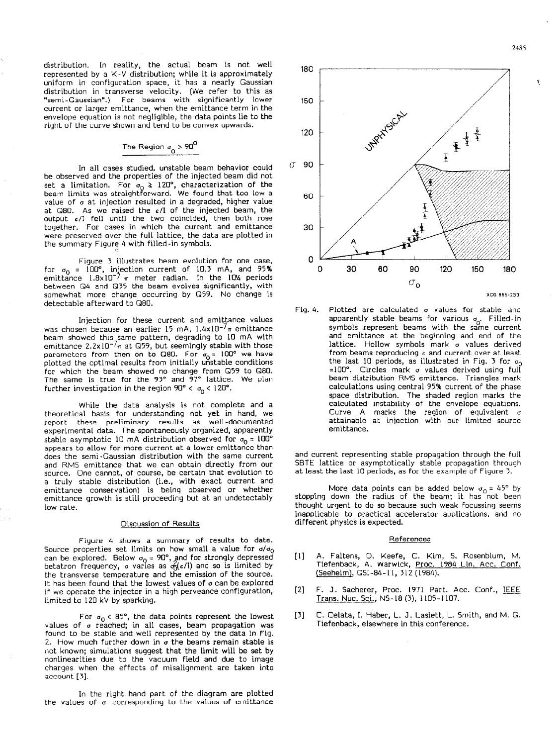distribution. In reality, the actual beam is not well represented by a K-V distribution; while it is approximately uniform in configuration space, it has a nearly Gaussian distribution in transverse velocity. (We refer to this as "semi-Gaussian".) For beams with significantly lower current or larger emittance, when the emittance term in the envelope equation is not negligible, the data points lie to the right of the curve shown and tend to be convex upwards.

### The Region $\sigma_0 > 90^0$

In all cases studied, unstable beam behavior could be observed and the properties of the injected beam did not set a limitation. For $\sigma_0 \geq 120°$, characterization of the beam limits was straightforward. We found that too low a value of $\sigma$ at injection resulted in a degraded, higher value at Q80. As we raised the $\epsilon/I$ of the injected beam, the output $\epsilon/I$ fell until the two coincided, then both rose together. For cases in which the current and emittance were preserved over the full lattice, the data are plotted in the summary Figure 4 with filled-in symbols.

Figure 3 illustrates beam evolution for one case, for $\sigma_0$ = 100°, injection current of 10.3 mA, and 95% emittance $1.8\times10^{-7}\pi$ meter radian. In the 10% periods between Q4 and Q35 the beam evolves significantly, with somewhat more change occurring by Q59. No change is detectable afterward to Q80.

Injection for these current and emittance values was chosen because an earlier 15 mA, $1.4\times10^{-7}\pi$ emittance beam showed this same pattern, degrading to 10 mA with emittance $2.2\times10^{-7}\pi$ at Q59, but seemingly stable with those parameters from then on to Q80. For $\sigma_0$ = 100° we have plotted the optimal results from initially unstable conditions for which the beam showed no change from Q59 to Q80. The same is true for the 93° and 97° lattice. We plan further investigation in the region 90° < $\sigma_0$ < 120°.

While the data analysis is not complete and a theoretical basis for understanding not yet in hand, we report these preliminary results as well-documented experimental data. The spontaneously organized, apparently stable asymptotic 10 mA distribution observed for $\sigma_0$ = 100° appears to allow for more current at a lower emittance than does the semi-Gaussian distribution with the same current and RMS emittance that we can obtain directly from our source. One cannot, of course, be certain that evolution to a truly stable distribution (i.e., with exact current and emittance conservation) is being observed or whether emittance growth is still proceeding but at an undetectably low rate.

### Discussion of Results

Figure 4 shows a summary of results to date. Source properties set limits on how small a value for $\sigma/\sigma_0$ can be explored. Below $\sigma_0$ = 90°, and for strongly depressed betatron frequency, $\sigma$ varies as $\sigma_0(\epsilon/I)$ and so is limited by the transverse temperature and the emission of the source. It has been found that the lowest values of $\sigma$ can be explored if we operate the injector in a high perveance configuration, limited to 120 kV by sparking.

For $\sigma_0$ < 85°, the data points represent the lowest values of $\sigma$ reached; in all cases, beam propagation was found to be stable and well represented by the data in Fig. 2. How much further down in $\sigma$ the beams remain stable is not known; simulations suggest that the limit will be set by nonlinearities due to the vacuum field and due to image charges when the effects of misalignment are taken into account [3].

In the right hand part of the diagram are plotted the values of $\sigma$ corresponding to the values of emittance and current representing stable propagation through the full SBTE lattice or asymptotically stable propagation through at least the last 10 periods, as for the example of Figure 3.

More data points can be added below $\sigma_0$ = 45° by stopping down the radius of the beam; it has not been thought urgent to do so because such weak focussing seems inapplicable to practical accelerator applications, and no different physics is expected.

180
150
120
$\sigma$ 90
60
30
0
0 30 60 90 120 150 180
$\sigma_0$
UNPHYSICAL
A
XCG 856-233

Fig. 4. Plotted are calculated $\sigma$ values for stable and apparently stable beams for various $\sigma_0$. Filled-in symbols represent beams with the same current and emittance at the beginning and end of the lattice. Hollow symbols mark $\sigma$ values derived from beams reproducing $\epsilon$ and current over at least the last 10 periods, as illustrated in Fig. 3 for $\sigma_0$ =100°. Circles mark $\sigma$ values derived using full beam distribution RMS emittance. Triangles mark calculations using central 95% current of the phase space distribution. The shaded region marks the calculated instability of the envelope equations. Curve A marks the region of equivalent $\sigma$ attainable at injection with our limited source emittance.

### References

[1] A. Faltens, D. Keefe, C. Kim, S. Rosenblum, M. Tiefenback, A. Warwick, Proc. 1984 Lin. Acc. Conf. (Seeheim), GSI-84-11, 312 (1984).

[2] F. J. Sacherer, Proc. 1971 Part. Acc. Conf., IEEE Trans. Nuc. Sci., NS-18 (3), 1105-1107.

[3] C. Celata, I. Haber, L. J. Laslett, L. Smith, and M. G. Tiefenback, elsewhere in this conference.